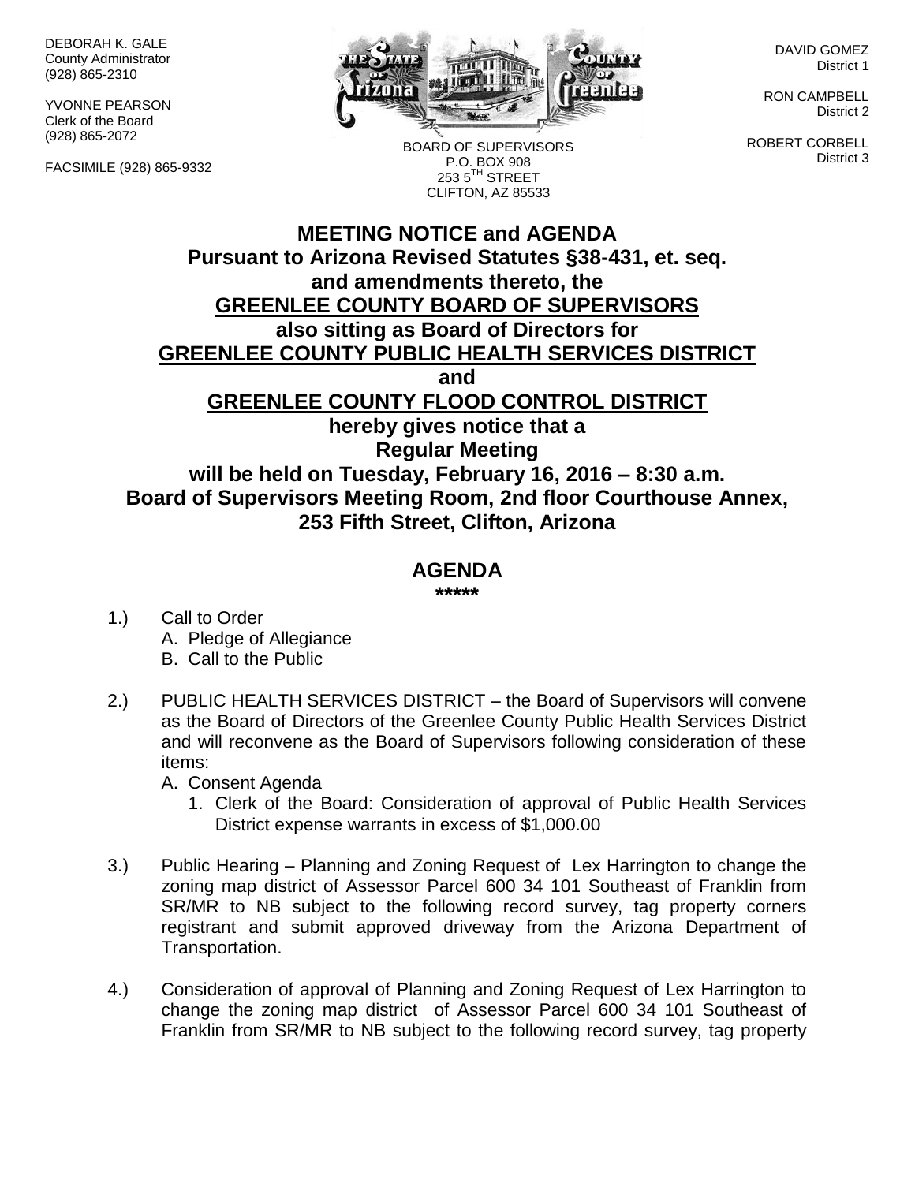DEBORAH K. GALE
County Administrator
(928) 865-2310

YVONNE PEARSON
Clerk of the Board
(928) 865-2072

FACSIMILE (928) 865-9332

BOARD OF SUPERVISORS
P.O. BOX 908
253 5TH STREET
CLIFTON, AZ 85533

DAVID GOMEZ
District 1

RON CAMPBELL
District 2

ROBERT CORBELL
District 3

# MEETING NOTICE and AGENDA

**Pursuant to Arizona Revised Statutes §38-431, et. seq. and amendments thereto, the**

**GREENLEE COUNTY BOARD OF SUPERVISORS**

**also sitting as Board of Directors for**

**GREENLEE COUNTY PUBLIC HEALTH SERVICES DISTRICT**

**and**

**GREENLEE COUNTY FLOOD CONTROL DISTRICT**

**hereby gives notice that a Regular Meeting will be held on Tuesday, February 16, 2016 – 8:30 a.m. Board of Supervisors Meeting Room, 2nd floor Courthouse Annex, 253 Fifth Street, Clifton, Arizona**

## AGENDA

*****

1.) Call to Order
   A. Pledge of Allegiance
   B. Call to the Public

2.) PUBLIC HEALTH SERVICES DISTRICT – the Board of Supervisors will convene as the Board of Directors of the Greenlee County Public Health Services District and will reconvene as the Board of Supervisors following consideration of these items:
   A. Consent Agenda
      1. Clerk of the Board: Consideration of approval of Public Health Services District expense warrants in excess of $1,000.00

3.) Public Hearing – Planning and Zoning Request of Lex Harrington to change the zoning map district of Assessor Parcel 600 34 101 Southeast of Franklin from SR/MR to NB subject to the following record survey, tag property corners registrant and submit approved driveway from the Arizona Department of Transportation.

4.) Consideration of approval of Planning and Zoning Request of Lex Harrington to change the zoning map district of Assessor Parcel 600 34 101 Southeast of Franklin from SR/MR to NB subject to the following record survey, tag property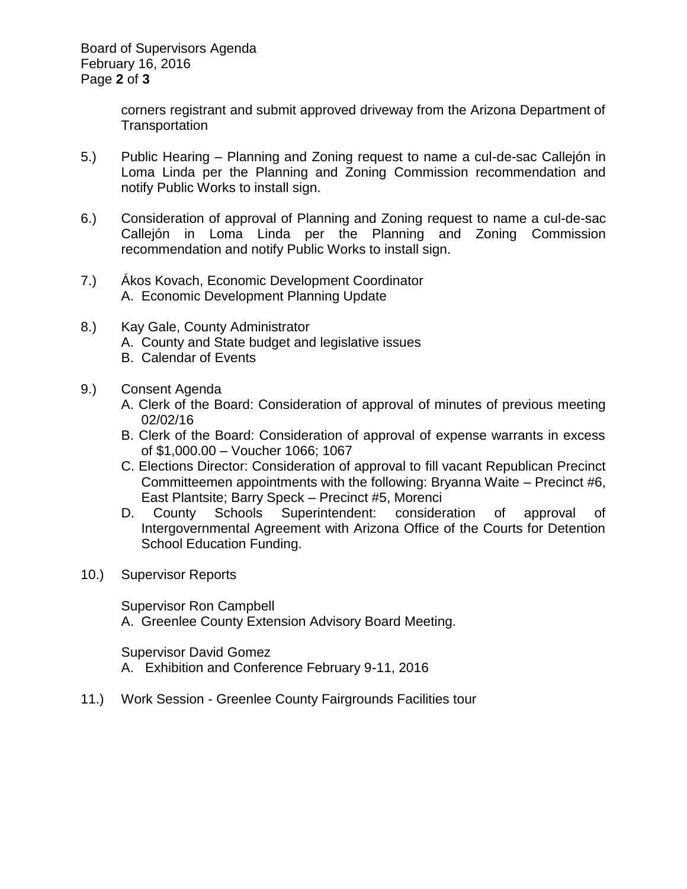corners registrant and submit approved driveway from the Arizona Department of Transportation

5.) Public Hearing – Planning and Zoning request to name a cul-de-sac Callejón in Loma Linda per the Planning and Zoning Commission recommendation and notify Public Works to install sign.

6.) Consideration of approval of Planning and Zoning request to name a cul-de-sac Callejón in Loma Linda per the Planning and Zoning Commission recommendation and notify Public Works to install sign.

7.) Ákos Kovach, Economic Development Coordinator
   A. Economic Development Planning Update

8.) Kay Gale, County Administrator
   A. County and State budget and legislative issues
   B. Calendar of Events

9.) Consent Agenda
   A. Clerk of the Board: Consideration of approval of minutes of previous meeting 02/02/16
   B. Clerk of the Board: Consideration of approval of expense warrants in excess of $1,000.00 – Voucher 1066; 1067
   C. Elections Director: Consideration of approval to fill vacant Republican Precinct Committeemen appointments with the following: Bryanna Waite – Precinct #6, East Plantsite; Barry Speck – Precinct #5, Morenci
   D. County Schools Superintendent: consideration of approval of Intergovernmental Agreement with Arizona Office of the Courts for Detention School Education Funding.

10.) Supervisor Reports

   Supervisor Ron Campbell
   A. Greenlee County Extension Advisory Board Meeting.

   Supervisor David Gomez
   A. Exhibition and Conference February 9-11, 2016

11.) Work Session - Greenlee County Fairgrounds Facilities tour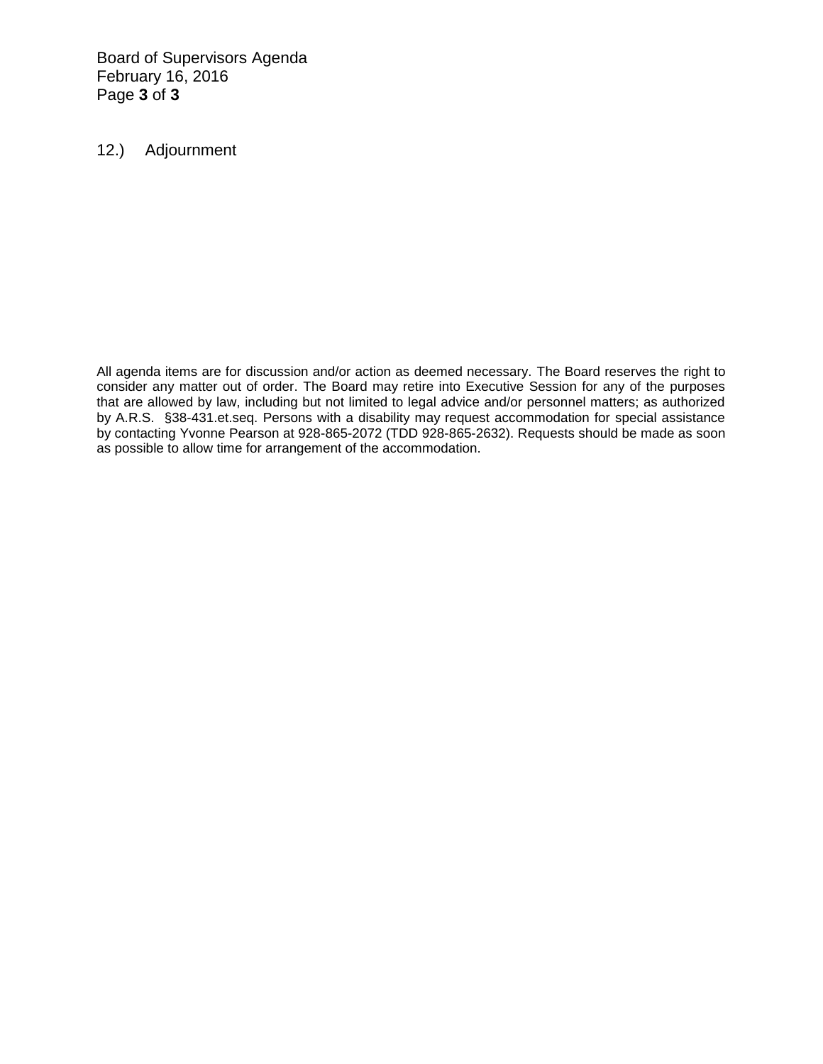12.) Adjournment

All agenda items are for discussion and/or action as deemed necessary. The Board reserves the right to consider any matter out of order. The Board may retire into Executive Session for any of the purposes that are allowed by law, including but not limited to legal advice and/or personnel matters; as authorized by A.R.S. §38-431.et.seq. Persons with a disability may request accommodation for special assistance by contacting Yvonne Pearson at 928-865-2072 (TDD 928-865-2632). Requests should be made as soon as possible to allow time for arrangement of the accommodation.